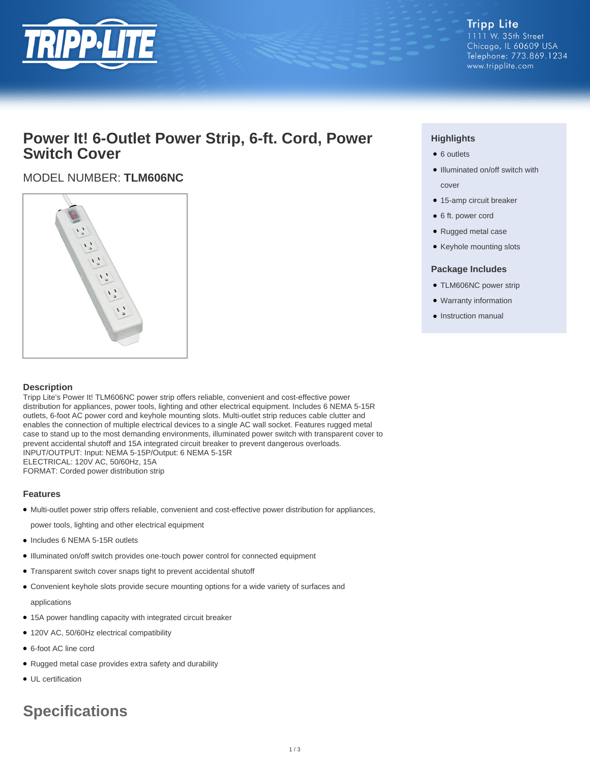Tripp Lite
1111 W. 35th Street
Chicago, IL 60609 USA
Telephone: 773.869.1234
www.tripplite.com

# Power It! 6-Outlet Power Strip, 6-ft. Cord, Power Switch Cover

## MODEL NUMBER: **TLM606NC**

### Highlights

- 6 outlets
- Illuminated on/off switch with cover
- 15-amp circuit breaker
- 6 ft. power cord
- Rugged metal case
- Keyhole mounting slots

### Package Includes

- TLM606NC power strip
- Warranty information
- Instruction manual

### Description

Tripp Lite's Power It! TLM606NC power strip offers reliable, convenient and cost-effective power distribution for appliances, power tools, lighting and other electrical equipment. Includes 6 NEMA 5-15R outlets, 6-foot AC power cord and keyhole mounting slots. Multi-outlet strip reduces cable clutter and enables the connection of multiple electrical devices to a single AC wall socket. Features rugged metal case to stand up to the most demanding environments, illuminated power switch with transparent cover to prevent accidental shutoff and 15A integrated circuit breaker to prevent dangerous overloads.
INPUT/OUTPUT: Input: NEMA 5-15P/Output: 6 NEMA 5-15R
ELECTRICAL: 120V AC, 50/60Hz, 15A
FORMAT: Corded power distribution strip

### Features

- Multi-outlet power strip offers reliable, convenient and cost-effective power distribution for appliances, power tools, lighting and other electrical equipment
- Includes 6 NEMA 5-15R outlets
- Illuminated on/off switch provides one-touch power control for connected equipment
- Transparent switch cover snaps tight to prevent accidental shutoff
- Convenient keyhole slots provide secure mounting options for a wide variety of surfaces and applications
- 15A power handling capacity with integrated circuit breaker
- 120V AC, 50/60Hz electrical compatibility
- 6-foot AC line cord
- Rugged metal case provides extra safety and durability
- UL certification

## Specifications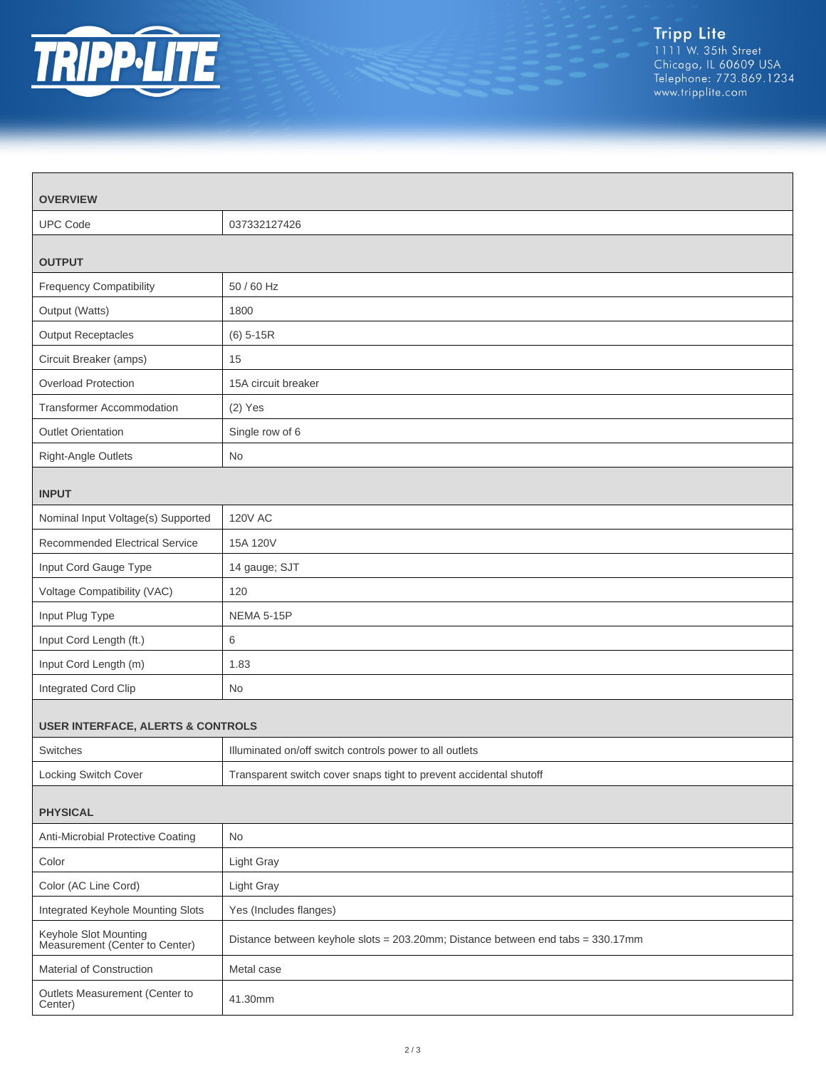| OVERVIEW | |
|---|---|
| UPC Code | 037332127426 |
| **OUTPUT** | |
| Frequency Compatibility | 50 / 60 Hz |
| Output (Watts) | 1800 |
| Output Receptacles | (6) 5-15R |
| Circuit Breaker (amps) | 15 |
| Overload Protection | 15A circuit breaker |
| Transformer Accommodation | (2) Yes |
| Outlet Orientation | Single row of 6 |
| Right-Angle Outlets | No |
| **INPUT** | |
| Nominal Input Voltage(s) Supported | 120V AC |
| Recommended Electrical Service | 15A 120V |
| Input Cord Gauge Type | 14 gauge; SJT |
| Voltage Compatibility (VAC) | 120 |
| Input Plug Type | NEMA 5-15P |
| Input Cord Length (ft.) | 6 |
| Input Cord Length (m) | 1.83 |
| Integrated Cord Clip | No |
| **USER INTERFACE, ALERTS & CONTROLS** | |
| Switches | Illuminated on/off switch controls power to all outlets |
| Locking Switch Cover | Transparent switch cover snaps tight to prevent accidental shutoff |
| **PHYSICAL** | |
| Anti-Microbial Protective Coating | No |
| Color | Light Gray |
| Color (AC Line Cord) | Light Gray |
| Integrated Keyhole Mounting Slots | Yes (Includes flanges) |
| Keyhole Slot Mounting Measurement (Center to Center) | Distance between keyhole slots = 203.20mm; Distance between end tabs = 330.17mm |
| Material of Construction | Metal case |
| Outlets Measurement (Center to Center) | 41.30mm |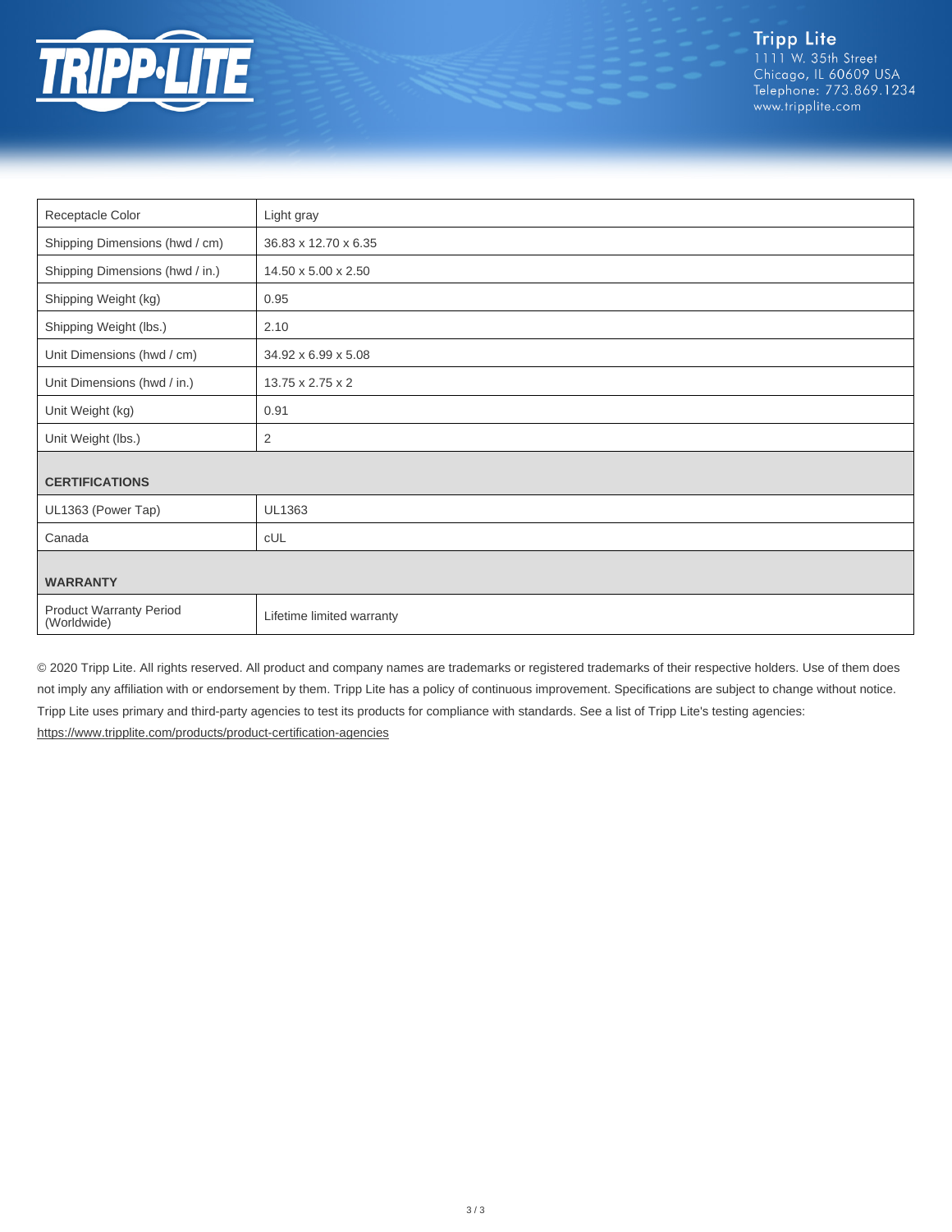| | |
|---|---|
| Receptacle Color | Light gray |
| Shipping Dimensions (hwd / cm) | 36.83 x 12.70 x 6.35 |
| Shipping Dimensions (hwd / in.) | 14.50 x 5.00 x 2.50 |
| Shipping Weight (kg) | 0.95 |
| Shipping Weight (lbs.) | 2.10 |
| Unit Dimensions (hwd / cm) | 34.92 x 6.99 x 5.08 |
| Unit Dimensions (hwd / in.) | 13.75 x 2.75 x 2 |
| Unit Weight (kg) | 0.91 |
| Unit Weight (lbs.) | 2 |
| **CERTIFICATIONS** | |
| UL1363 (Power Tap) | UL1363 |
| Canada | cUL |
| **WARRANTY** | |
| Product Warranty Period (Worldwide) | Lifetime limited warranty |

© 2020 Tripp Lite. All rights reserved. All product and company names are trademarks or registered trademarks of their respective holders. Use of them does not imply any affiliation with or endorsement by them. Tripp Lite has a policy of continuous improvement. Specifications are subject to change without notice. Tripp Lite uses primary and third-party agencies to test its products for compliance with standards. See a list of Tripp Lite's testing agencies: https://www.tripplite.com/products/product-certification-agencies